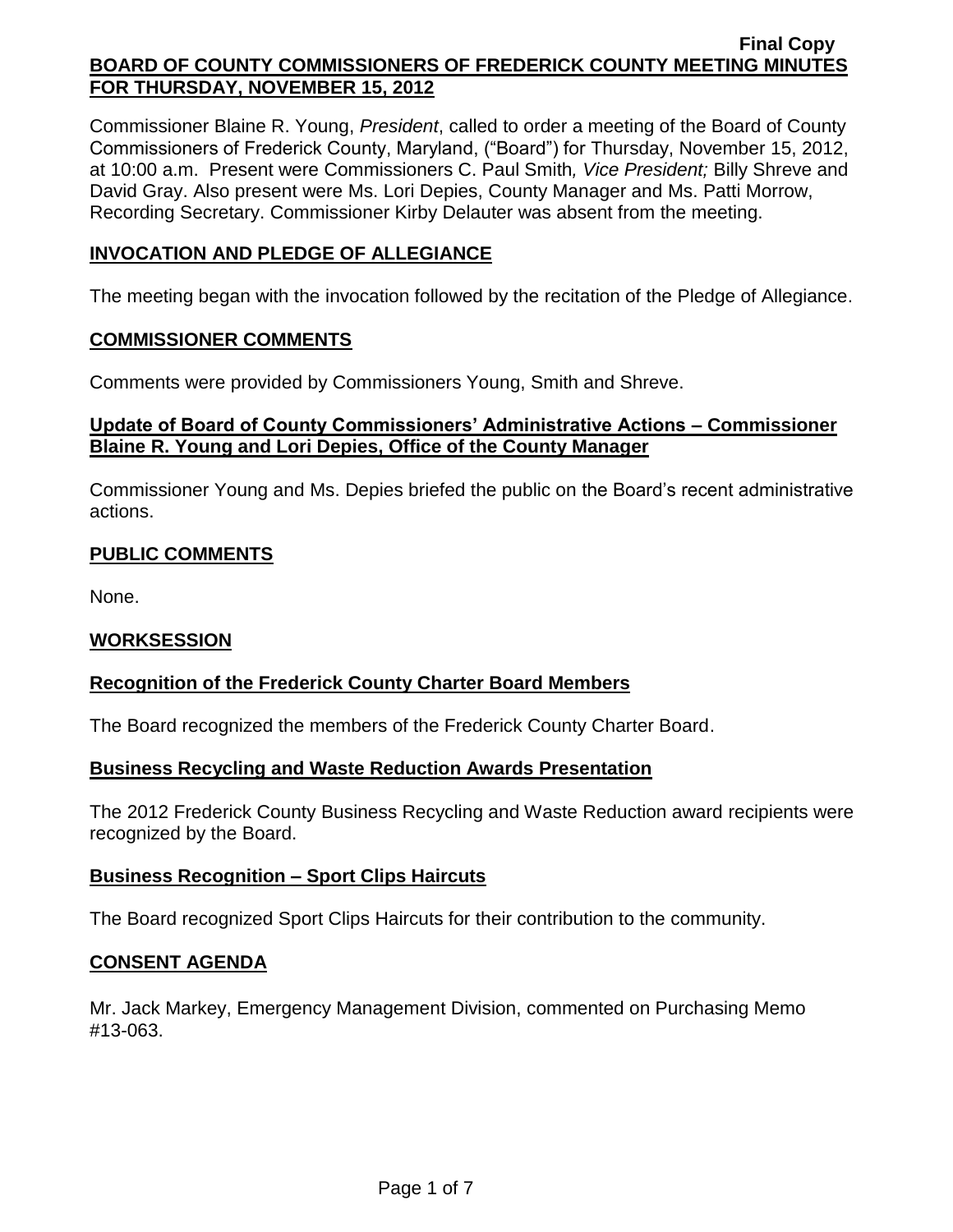**Final Copy**

# BOARD OF COUNTY COMMISSIONERS OF FREDERICK COUNTY MEETING MINUTES FOR THURSDAY, NOVEMBER 15, 2012

Commissioner Blaine R. Young, *President*, called to order a meeting of the Board of County Commissioners of Frederick County, Maryland, ("Board") for Thursday, November 15, 2012, at 10:00 a.m. Present were Commissioners C. Paul Smith*, Vice President;* Billy Shreve and David Gray. Also present were Ms. Lori Depies, County Manager and Ms. Patti Morrow, Recording Secretary. Commissioner Kirby Delauter was absent from the meeting.

## INVOCATION AND PLEDGE OF ALLEGIANCE

The meeting began with the invocation followed by the recitation of the Pledge of Allegiance.

## COMMISSIONER COMMENTS

Comments were provided by Commissioners Young, Smith and Shreve.

### Update of Board of County Commissioners' Administrative Actions – Commissioner Blaine R. Young and Lori Depies, Office of the County Manager

Commissioner Young and Ms. Depies briefed the public on the Board's recent administrative actions.

## PUBLIC COMMENTS

None.

## WORKSESSION

### Recognition of the Frederick County Charter Board Members

The Board recognized the members of the Frederick County Charter Board.

### Business Recycling and Waste Reduction Awards Presentation

The 2012 Frederick County Business Recycling and Waste Reduction award recipients were recognized by the Board.

### Business Recognition – Sport Clips Haircuts

The Board recognized Sport Clips Haircuts for their contribution to the community.

## CONSENT AGENDA

Mr. Jack Markey, Emergency Management Division, commented on Purchasing Memo #13-063.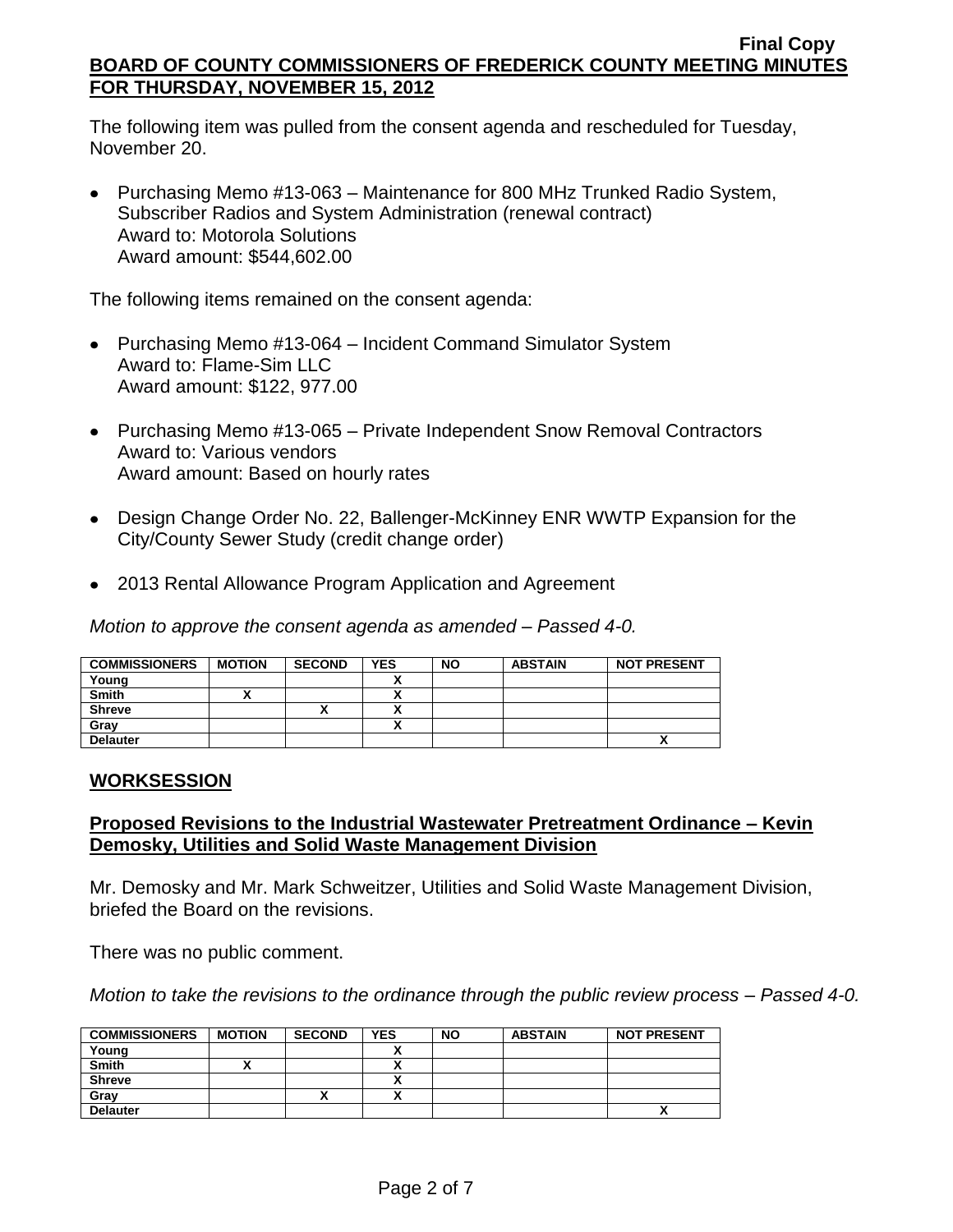The following item was pulled from the consent agenda and rescheduled for Tuesday, November 20.

- Purchasing Memo #13-063 – Maintenance for 800 MHz Trunked Radio System, Subscriber Radios and System Administration (renewal contract)
  Award to: Motorola Solutions
  Award amount: $544,602.00

The following items remained on the consent agenda:

- Purchasing Memo #13-064 – Incident Command Simulator System
  Award to: Flame-Sim LLC
  Award amount: $122, 977.00

- Purchasing Memo #13-065 – Private Independent Snow Removal Contractors
  Award to: Various vendors
  Award amount: Based on hourly rates

- Design Change Order No. 22, Ballenger-McKinney ENR WWTP Expansion for the City/County Sewer Study (credit change order)

- 2013 Rental Allowance Program Application and Agreement

*Motion to approve the consent agenda as amended – Passed 4-0.*

| COMMISSIONERS | MOTION | SECOND | YES | NO | ABSTAIN | NOT PRESENT |
|---|---|---|---|---|---|---|
| Young | | | X | | | |
| Smith | X | | X | | | |
| Shreve | | X | X | | | |
| Gray | | | X | | | |
| Delauter | | | | | | X |

## WORKSESSION

### Proposed Revisions to the Industrial Wastewater Pretreatment Ordinance – Kevin Demosky, Utilities and Solid Waste Management Division

Mr. Demosky and Mr. Mark Schweitzer, Utilities and Solid Waste Management Division, briefed the Board on the revisions.

There was no public comment.

*Motion to take the revisions to the ordinance through the public review process – Passed 4-0.*

| COMMISSIONERS | MOTION | SECOND | YES | NO | ABSTAIN | NOT PRESENT |
|---|---|---|---|---|---|---|
| Young | | | X | | | |
| Smith | X | | X | | | |
| Shreve | | | X | | | |
| Gray | | X | X | | | |
| Delauter | | | | | | X |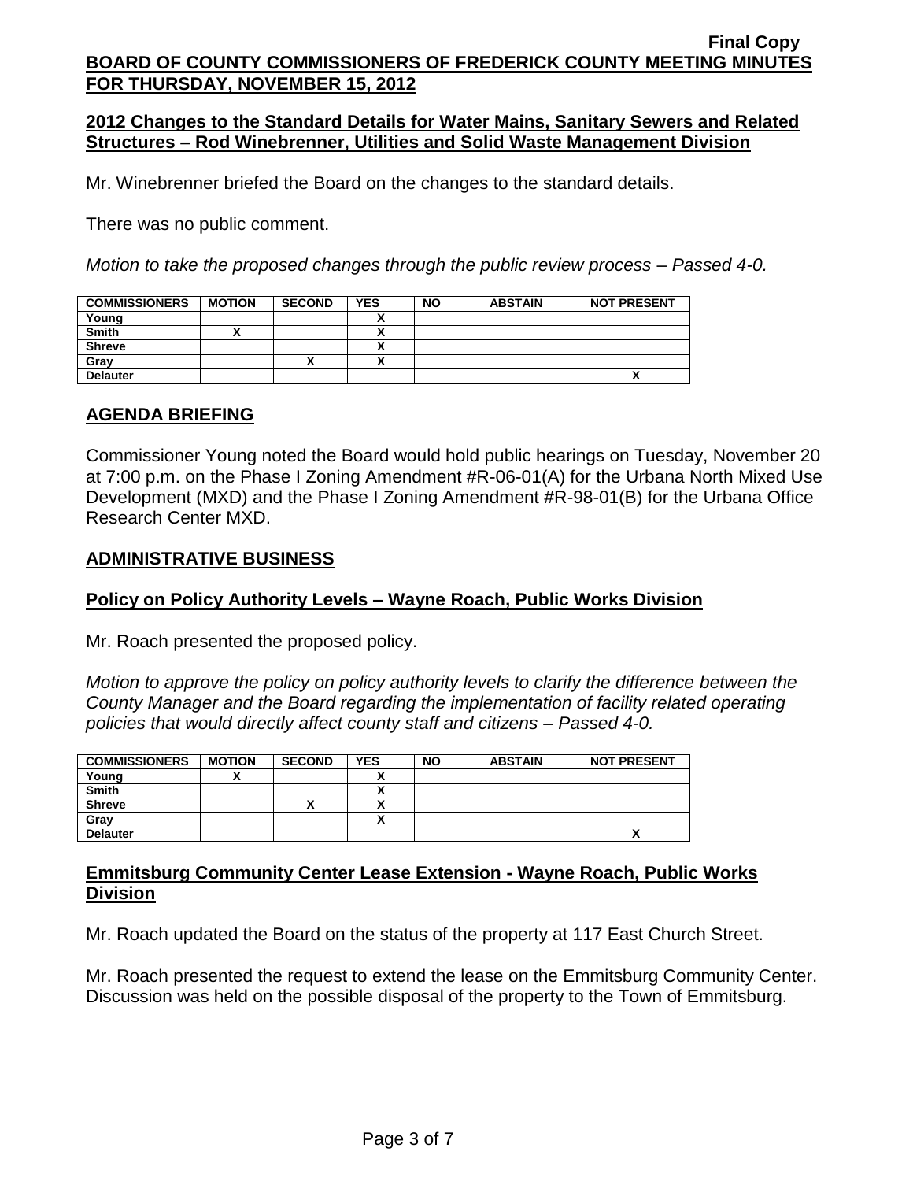## 2012 Changes to the Standard Details for Water Mains, Sanitary Sewers and Related Structures – Rod Winebrenner, Utilities and Solid Waste Management Division

Mr. Winebrenner briefed the Board on the changes to the standard details.

There was no public comment.

*Motion to take the proposed changes through the public review process – Passed 4-0.*

| COMMISSIONERS | MOTION | SECOND | YES | NO | ABSTAIN | NOT PRESENT |
|---|---|---|---|---|---|---|
| Young | | | X | | | |
| Smith | X | | X | | | |
| Shreve | | | X | | | |
| Gray | | X | X | | | |
| Delauter | | | | | | X |

## AGENDA BRIEFING

Commissioner Young noted the Board would hold public hearings on Tuesday, November 20 at 7:00 p.m. on the Phase I Zoning Amendment #R-06-01(A) for the Urbana North Mixed Use Development (MXD) and the Phase I Zoning Amendment #R-98-01(B) for the Urbana Office Research Center MXD.

## ADMINISTRATIVE BUSINESS

## Policy on Policy Authority Levels – Wayne Roach, Public Works Division

Mr. Roach presented the proposed policy.

*Motion to approve the policy on policy authority levels to clarify the difference between the County Manager and the Board regarding the implementation of facility related operating policies that would directly affect county staff and citizens – Passed 4-0.*

| COMMISSIONERS | MOTION | SECOND | YES | NO | ABSTAIN | NOT PRESENT |
|---|---|---|---|---|---|---|
| Young | X | | X | | | |
| Smith | | | X | | | |
| Shreve | | X | X | | | |
| Gray | | | X | | | |
| Delauter | | | | | | X |

## Emmitsburg Community Center Lease Extension - Wayne Roach, Public Works Division

Mr. Roach updated the Board on the status of the property at 117 East Church Street.

Mr. Roach presented the request to extend the lease on the Emmitsburg Community Center. Discussion was held on the possible disposal of the property to the Town of Emmitsburg.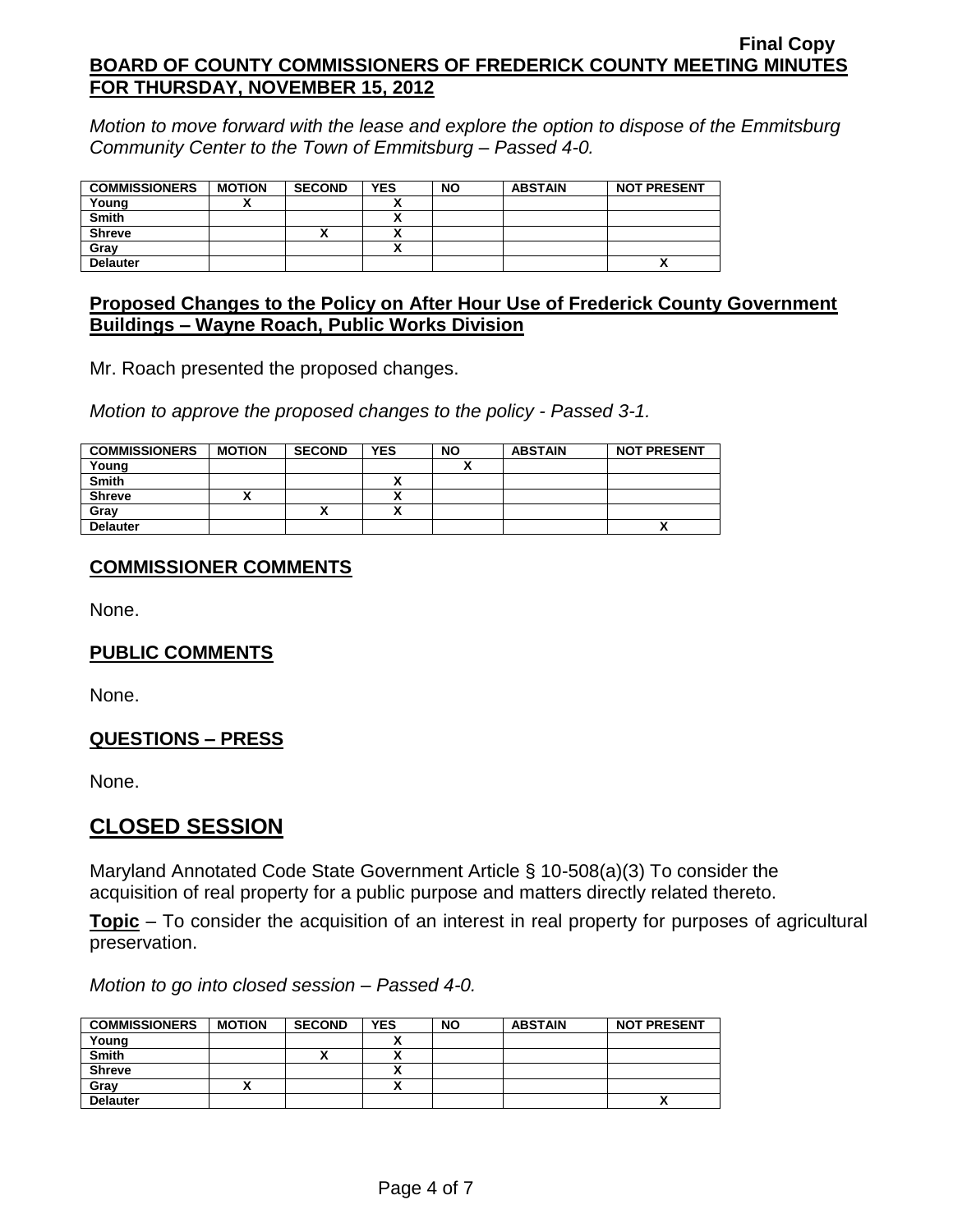*Motion to move forward with the lease and explore the option to dispose of the Emmitsburg Community Center to the Town of Emmitsburg – Passed 4-0.*

| COMMISSIONERS | MOTION | SECOND | YES | NO | ABSTAIN | NOT PRESENT |
|---|---|---|---|---|---|---|
| Young | X | | X | | | |
| Smith | | | X | | | |
| Shreve | | X | X | | | |
| Gray | | | X | | | |
| Delauter | | | | | | X |

## Proposed Changes to the Policy on After Hour Use of Frederick County Government Buildings – Wayne Roach, Public Works Division

Mr. Roach presented the proposed changes.

*Motion to approve the proposed changes to the policy - Passed 3-1.*

| COMMISSIONERS | MOTION | SECOND | YES | NO | ABSTAIN | NOT PRESENT |
|---|---|---|---|---|---|---|
| Young | | | | X | | |
| Smith | | | X | | | |
| Shreve | X | | X | | | |
| Gray | | X | X | | | |
| Delauter | | | | | | X |

## COMMISSIONER COMMENTS

None.

## PUBLIC COMMENTS

None.

## QUESTIONS – PRESS

None.

# CLOSED SESSION

Maryland Annotated Code State Government Article § 10-508(a)(3) To consider the acquisition of real property for a public purpose and matters directly related thereto.

**Topic** – To consider the acquisition of an interest in real property for purposes of agricultural preservation.

*Motion to go into closed session – Passed 4-0.*

| COMMISSIONERS | MOTION | SECOND | YES | NO | ABSTAIN | NOT PRESENT |
|---|---|---|---|---|---|---|
| Young | | | X | | | |
| Smith | | X | X | | | |
| Shreve | | | X | | | |
| Gray | X | | X | | | |
| Delauter | | | | | | X |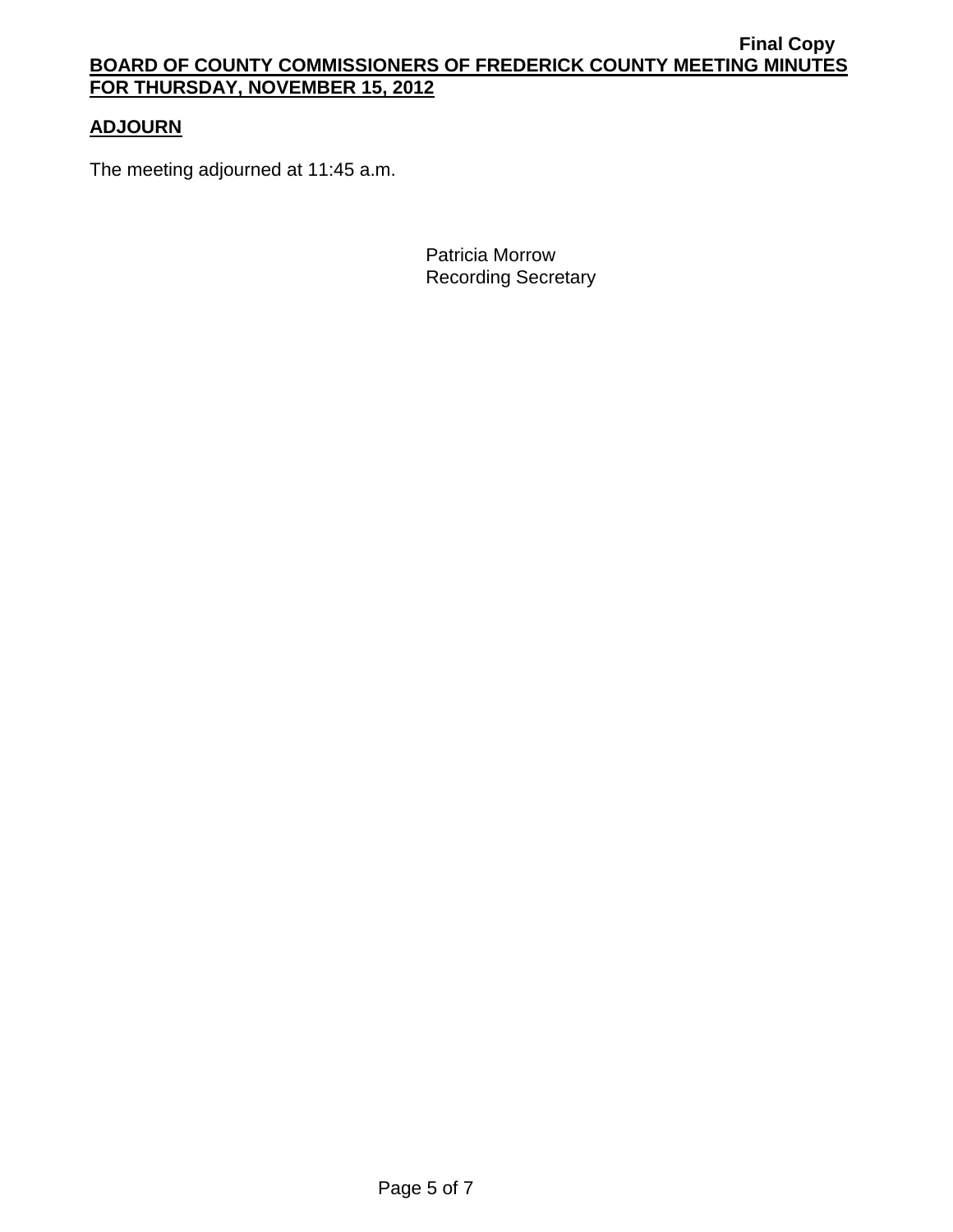## ADJOURN

The meeting adjourned at 11:45 a.m.

Patricia Morrow
Recording Secretary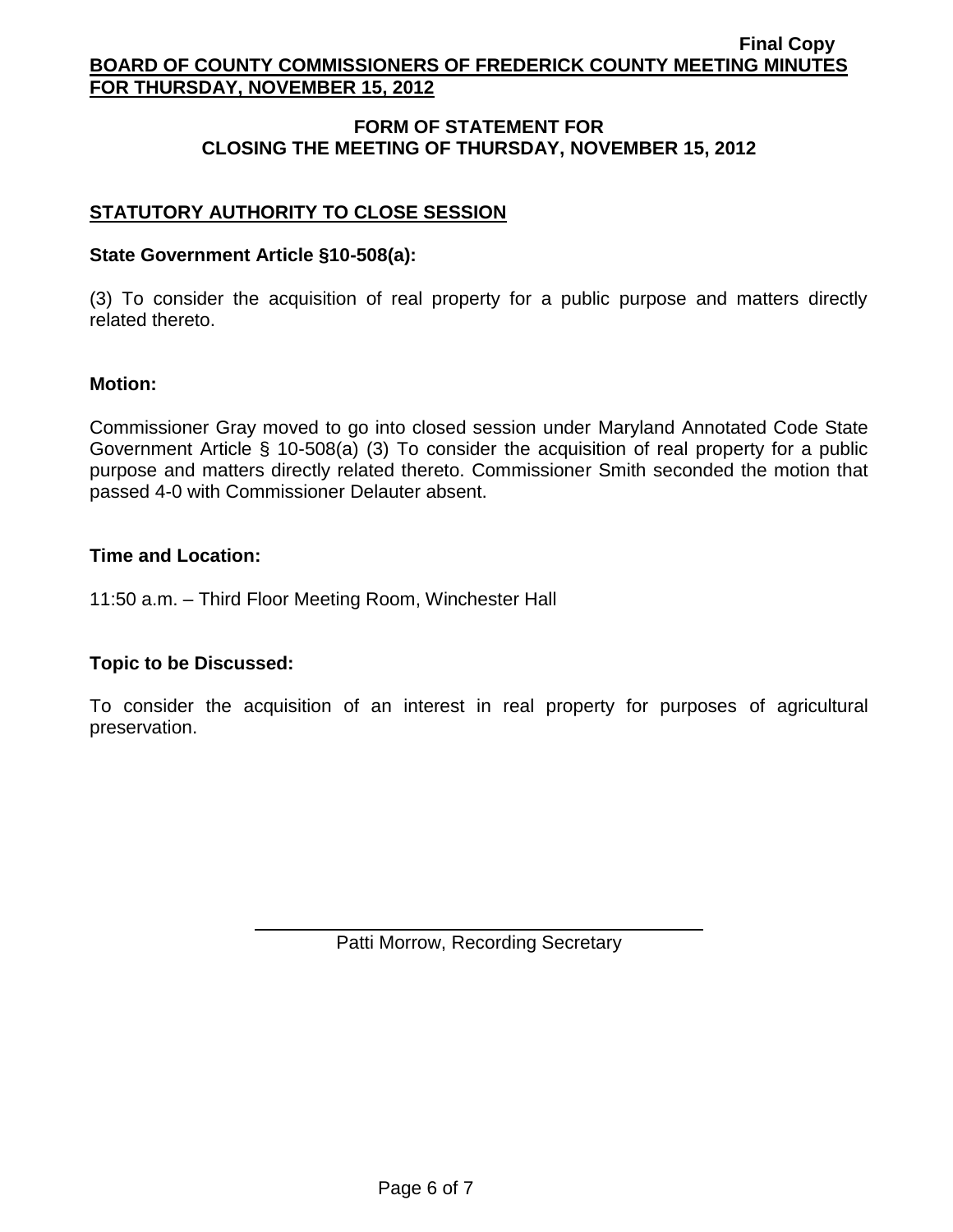## FORM OF STATEMENT FOR CLOSING THE MEETING OF THURSDAY, NOVEMBER 15, 2012

### STATUTORY AUTHORITY TO CLOSE SESSION

**State Government Article §10-508(a):**

(3) To consider the acquisition of real property for a public purpose and matters directly related thereto.

**Motion:**

Commissioner Gray moved to go into closed session under Maryland Annotated Code State Government Article § 10-508(a) (3) To consider the acquisition of real property for a public purpose and matters directly related thereto. Commissioner Smith seconded the motion that passed 4-0 with Commissioner Delauter absent.

**Time and Location:**

11:50 a.m. – Third Floor Meeting Room, Winchester Hall

**Topic to be Discussed:**

To consider the acquisition of an interest in real property for purposes of agricultural preservation.

Patti Morrow, Recording Secretary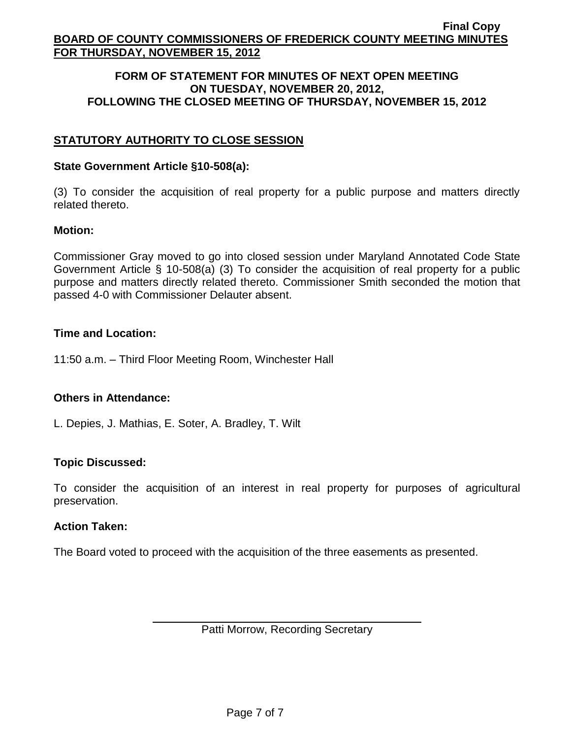**FORM OF STATEMENT FOR MINUTES OF NEXT OPEN MEETING ON TUESDAY, NOVEMBER 20, 2012, FOLLOWING THE CLOSED MEETING OF THURSDAY, NOVEMBER 15, 2012**

## STATUTORY AUTHORITY TO CLOSE SESSION

### State Government Article §10-508(a):

(3) To consider the acquisition of real property for a public purpose and matters directly related thereto.

### Motion:

Commissioner Gray moved to go into closed session under Maryland Annotated Code State Government Article § 10-508(a) (3) To consider the acquisition of real property for a public purpose and matters directly related thereto. Commissioner Smith seconded the motion that passed 4-0 with Commissioner Delauter absent.

### Time and Location:

11:50 a.m. – Third Floor Meeting Room, Winchester Hall

### Others in Attendance:

L. Depies, J. Mathias, E. Soter, A. Bradley, T. Wilt

### Topic Discussed:

To consider the acquisition of an interest in real property for purposes of agricultural preservation.

### Action Taken:

The Board voted to proceed with the acquisition of the three easements as presented.

Patti Morrow, Recording Secretary